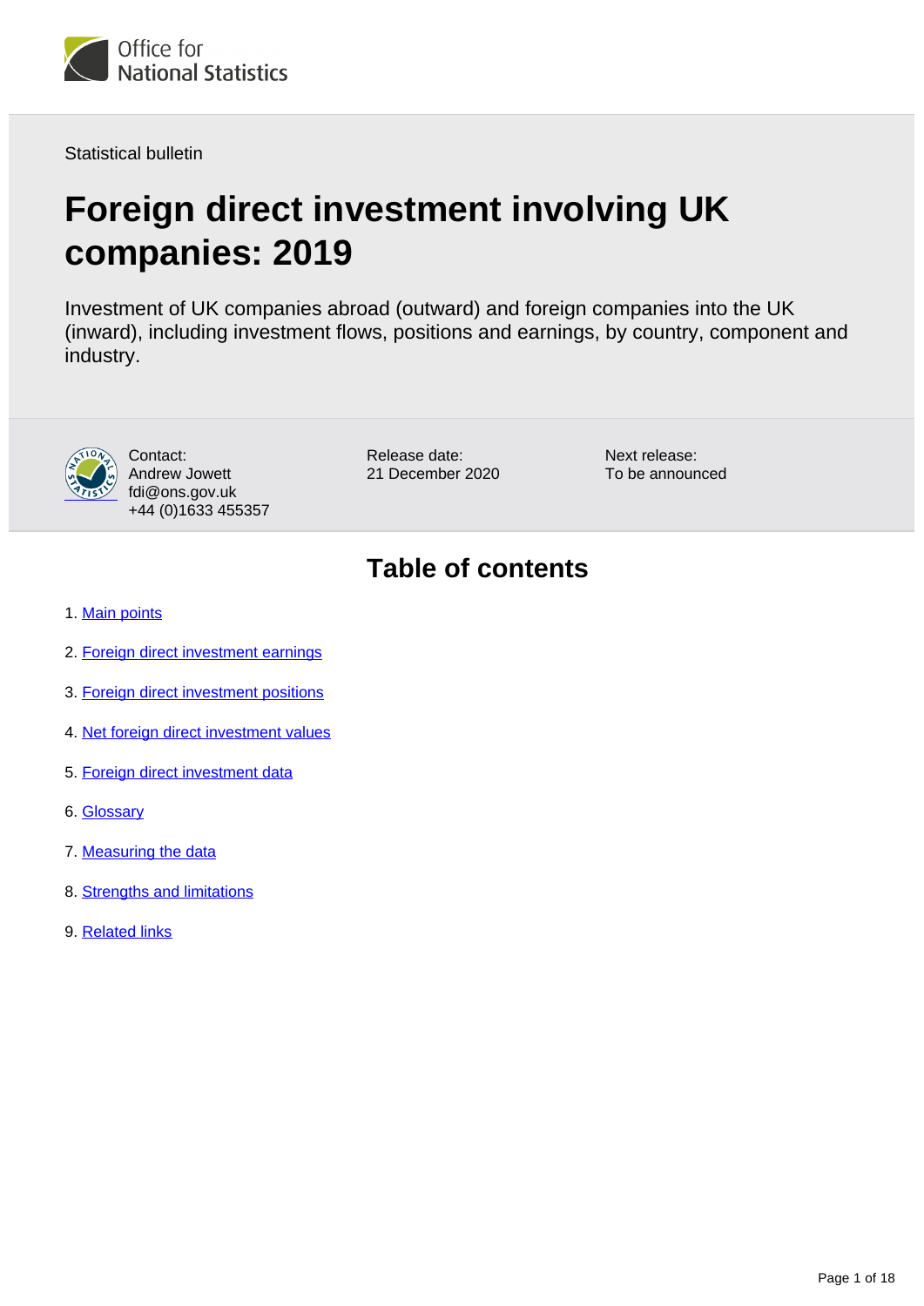Statistical bulletin

# Foreign direct investment involving UK companies: 2019

Investment of UK companies abroad (outward) and foreign companies into the UK (inward), including investment flows, positions and earnings, by country, component and industry.

Contact:
Andrew Jowett
fdi@ons.gov.uk
+44 (0)1633 455357

Release date:
21 December 2020

Next release:
To be announced

## Table of contents

1. Main points
2. Foreign direct investment earnings
3. Foreign direct investment positions
4. Net foreign direct investment values
5. Foreign direct investment data
6. Glossary
7. Measuring the data
8. Strengths and limitations
9. Related links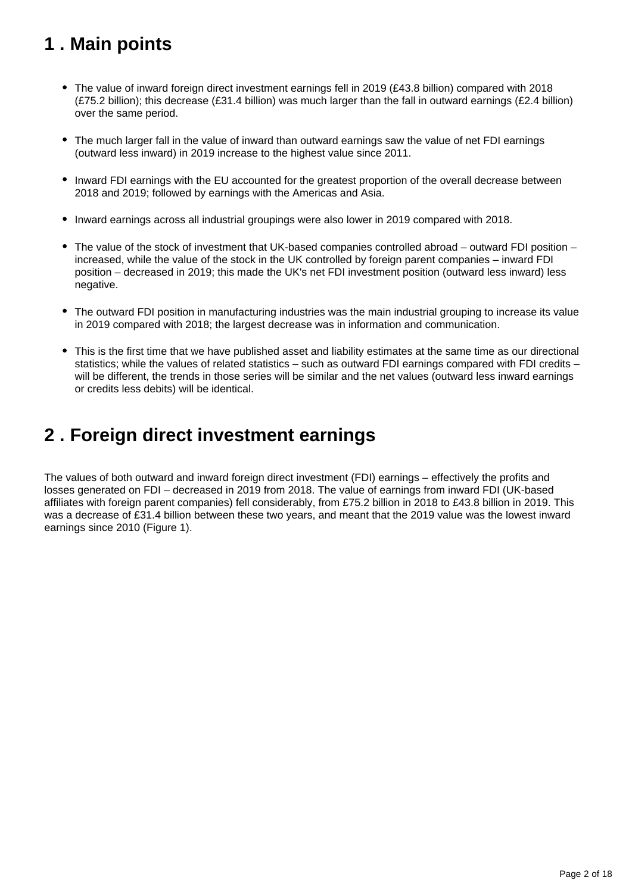# 1 . Main points

- The value of inward foreign direct investment earnings fell in 2019 (£43.8 billion) compared with 2018 (£75.2 billion); this decrease (£31.4 billion) was much larger than the fall in outward earnings (£2.4 billion) over the same period.

- The much larger fall in the value of inward than outward earnings saw the value of net FDI earnings (outward less inward) in 2019 increase to the highest value since 2011.

- Inward FDI earnings with the EU accounted for the greatest proportion of the overall decrease between 2018 and 2019; followed by earnings with the Americas and Asia.

- Inward earnings across all industrial groupings were also lower in 2019 compared with 2018.

- The value of the stock of investment that UK-based companies controlled abroad – outward FDI position – increased, while the value of the stock in the UK controlled by foreign parent companies – inward FDI position – decreased in 2019; this made the UK's net FDI investment position (outward less inward) less negative.

- The outward FDI position in manufacturing industries was the main industrial grouping to increase its value in 2019 compared with 2018; the largest decrease was in information and communication.

- This is the first time that we have published asset and liability estimates at the same time as our directional statistics; while the values of related statistics – such as outward FDI earnings compared with FDI credits – will be different, the trends in those series will be similar and the net values (outward less inward earnings or credits less debits) will be identical.

# 2 . Foreign direct investment earnings

The values of both outward and inward foreign direct investment (FDI) earnings – effectively the profits and losses generated on FDI – decreased in 2019 from 2018. The value of earnings from inward FDI (UK-based affiliates with foreign parent companies) fell considerably, from £75.2 billion in 2018 to £43.8 billion in 2019. This was a decrease of £31.4 billion between these two years, and meant that the 2019 value was the lowest inward earnings since 2010 (Figure 1).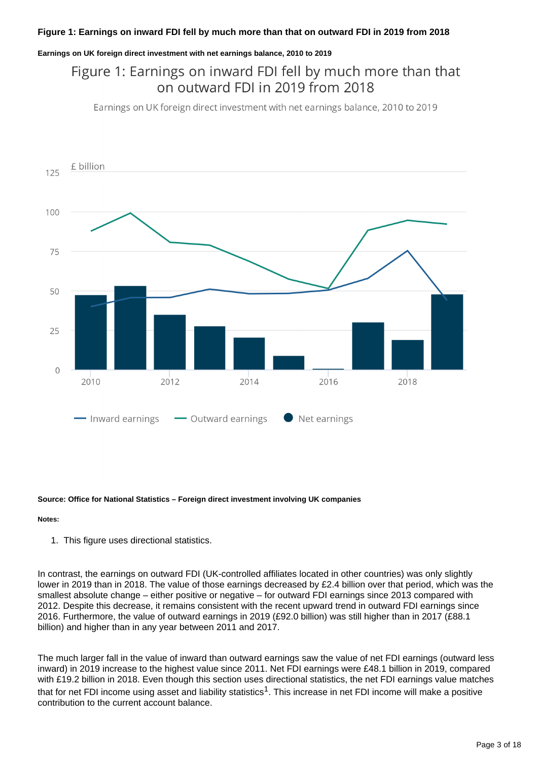**Figure 1: Earnings on inward FDI fell by much more than that on outward FDI in 2019 from 2018**

**Earnings on UK foreign direct investment with net earnings balance, 2010 to 2019**

Figure 1: Earnings on inward FDI fell by much more than that on outward FDI in 2019 from 2018

Earnings on UK foreign direct investment with net earnings balance, 2010 to 2019

£ billion

125
100
75
50
25
0

2010
2012
2014
2016
2018

Inward earnings
Outward earnings
Net earnings

**Source: Office for National Statistics – Foreign direct investment involving UK companies**

**Notes:**

1. This figure uses directional statistics.

In contrast, the earnings on outward FDI (UK-controlled affiliates located in other countries) was only slightly lower in 2019 than in 2018. The value of those earnings decreased by £2.4 billion over that period, which was the smallest absolute change – either positive or negative – for outward FDI earnings since 2013 compared with 2012. Despite this decrease, it remains consistent with the recent upward trend in outward FDI earnings since 2016. Furthermore, the value of outward earnings in 2019 (£92.0 billion) was still higher than in 2017 (£88.1 billion) and higher than in any year between 2011 and 2017.

The much larger fall in the value of inward than outward earnings saw the value of net FDI earnings (outward less inward) in 2019 increase to the highest value since 2011. Net FDI earnings were £48.1 billion in 2019, compared with £19.2 billion in 2018. Even though this section uses directional statistics, the net FDI earnings value matches that for net FDI income using asset and liability statistics[1]. This increase in net FDI income will make a positive contribution to the current account balance.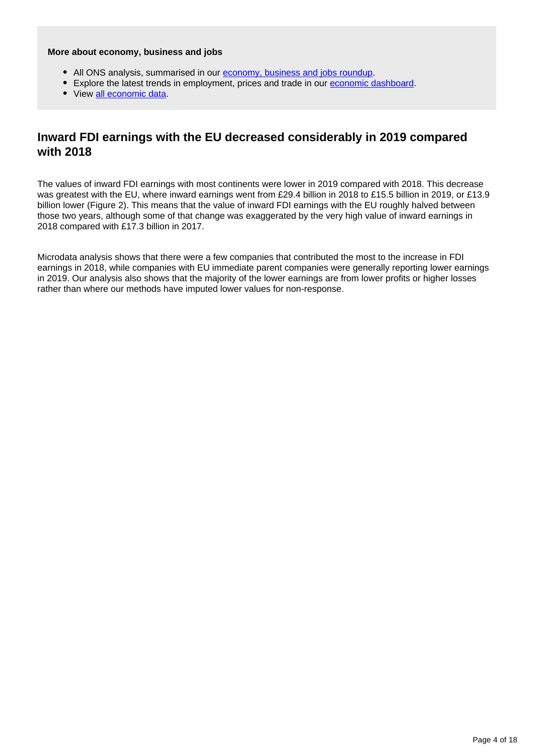**More about economy, business and jobs**

- All ONS analysis, summarised in our economy, business and jobs roundup.
- Explore the latest trends in employment, prices and trade in our economic dashboard.
- View all economic data.

## Inward FDI earnings with the EU decreased considerably in 2019 compared with 2018

The values of inward FDI earnings with most continents were lower in 2019 compared with 2018. This decrease was greatest with the EU, where inward earnings went from £29.4 billion in 2018 to £15.5 billion in 2019, or £13.9 billion lower (Figure 2). This means that the value of inward FDI earnings with the EU roughly halved between those two years, although some of that change was exaggerated by the very high value of inward earnings in 2018 compared with £17.3 billion in 2017.

Microdata analysis shows that there were a few companies that contributed the most to the increase in FDI earnings in 2018, while companies with EU immediate parent companies were generally reporting lower earnings in 2019. Our analysis also shows that the majority of the lower earnings are from lower profits or higher losses rather than where our methods have imputed lower values for non-response.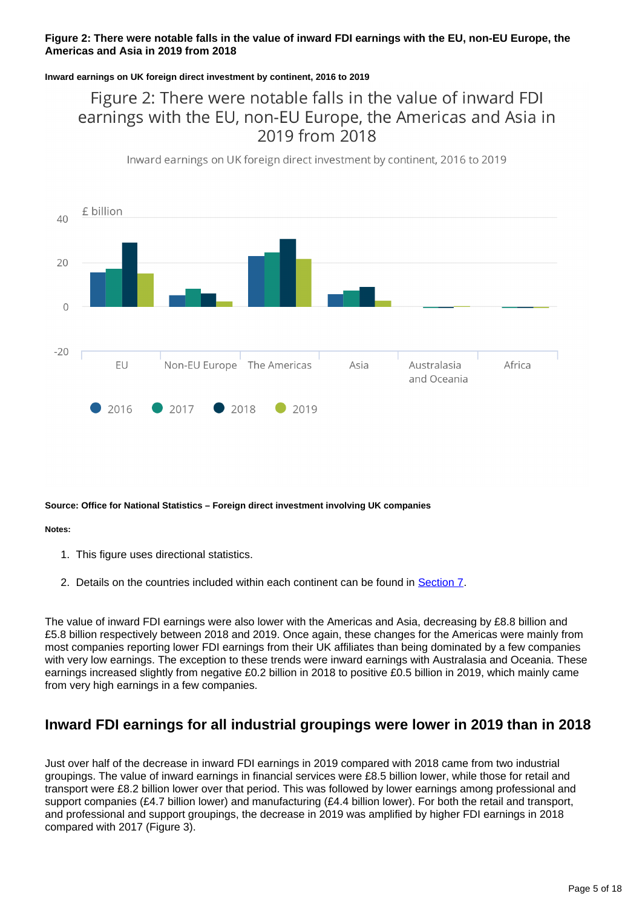**Figure 2: There were notable falls in the value of inward FDI earnings with the EU, non-EU Europe, the Americas and Asia in 2019 from 2018**

**Inward earnings on UK foreign direct investment by continent, 2016 to 2019**

Figure 2: There were notable falls in the value of inward FDI earnings with the EU, non-EU Europe, the Americas and Asia in 2019 from 2018

Inward earnings on UK foreign direct investment by continent, 2016 to 2019

**Source: Office for National Statistics – Foreign direct investment involving UK companies**

**Notes:**

1. This figure uses directional statistics.
2. Details on the countries included within each continent can be found in Section 7.

The value of inward FDI earnings were also lower with the Americas and Asia, decreasing by £8.8 billion and £5.8 billion respectively between 2018 and 2019. Once again, these changes for the Americas were mainly from most companies reporting lower FDI earnings from their UK affiliates than being dominated by a few companies with very low earnings. The exception to these trends were inward earnings with Australasia and Oceania. These earnings increased slightly from negative £0.2 billion in 2018 to positive £0.5 billion in 2019, which mainly came from very high earnings in a few companies.

## Inward FDI earnings for all industrial groupings were lower in 2019 than in 2018

Just over half of the decrease in inward FDI earnings in 2019 compared with 2018 came from two industrial groupings. The value of inward earnings in financial services were £8.5 billion lower, while those for retail and transport were £8.2 billion lower over that period. This was followed by lower earnings among professional and support companies (£4.7 billion lower) and manufacturing (£4.4 billion lower). For both the retail and transport, and professional and support groupings, the decrease in 2019 was amplified by higher FDI earnings in 2018 compared with 2017 (Figure 3).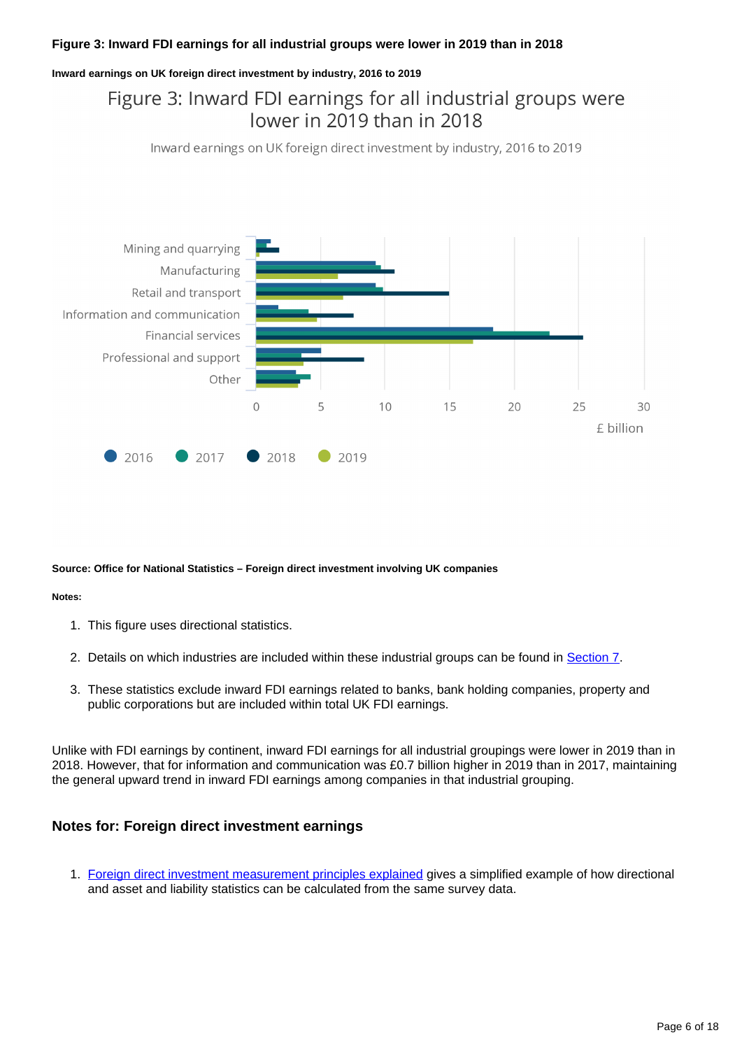### Figure 3: Inward FDI earnings for all industrial groups were lower in 2019 than in 2018

**Inward earnings on UK foreign direct investment by industry, 2016 to 2019**

Figure 3: Inward FDI earnings for all industrial groups were lower in 2019 than in 2018

Inward earnings on UK foreign direct investment by industry, 2016 to 2019

Mining and quarrying
Manufacturing
Retail and transport
Information and communication
Financial services
Professional and support
Other

0
5
10
15
20
25
30

£ billion

2016
2017
2018
2019

**Source: Office for National Statistics – Foreign direct investment involving UK companies**

**Notes:**

1. This figure uses directional statistics.
2. Details on which industries are included within these industrial groups can be found in Section 7.
3. These statistics exclude inward FDI earnings related to banks, bank holding companies, property and public corporations but are included within total UK FDI earnings.

Unlike with FDI earnings by continent, inward FDI earnings for all industrial groupings were lower in 2019 than in 2018. However, that for information and communication was £0.7 billion higher in 2019 than in 2017, maintaining the general upward trend in inward FDI earnings among companies in that industrial grouping.

## Notes for: Foreign direct investment earnings

1. Foreign direct investment measurement principles explained gives a simplified example of how directional and asset and liability statistics can be calculated from the same survey data.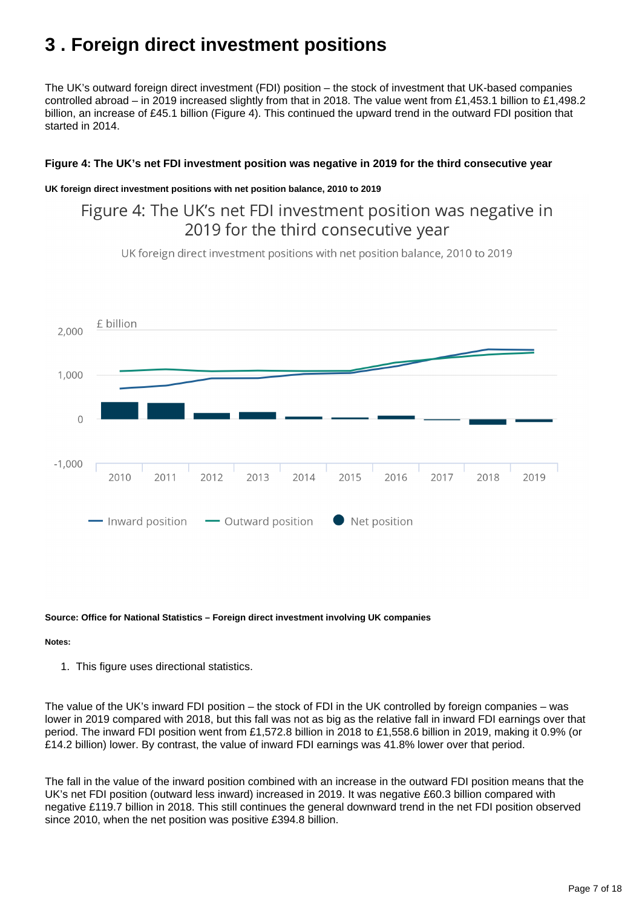# 3 . Foreign direct investment positions

The UK's outward foreign direct investment (FDI) position – the stock of investment that UK-based companies controlled abroad – in 2019 increased slightly from that in 2018. The value went from £1,453.1 billion to £1,498.2 billion, an increase of £45.1 billion (Figure 4). This continued the upward trend in the outward FDI position that started in 2014.

**Figure 4: The UK's net FDI investment position was negative in 2019 for the third consecutive year**

**UK foreign direct investment positions with net position balance, 2010 to 2019**

Figure 4: The UK's net FDI investment position was negative in 2019 for the third consecutive year

UK foreign direct investment positions with net position balance, 2010 to 2019

£ billion

2,000

1,000

0

-1,000

2010 2011 2012 2013 2014 2015 2016 2017 2018 2019

Inward position Outward position Net position

**Source: Office for National Statistics – Foreign direct investment involving UK companies**

**Notes:**

1. This figure uses directional statistics.

The value of the UK's inward FDI position – the stock of FDI in the UK controlled by foreign companies – was lower in 2019 compared with 2018, but this fall was not as big as the relative fall in inward FDI earnings over that period. The inward FDI position went from £1,572.8 billion in 2018 to £1,558.6 billion in 2019, making it 0.9% (or £14.2 billion) lower. By contrast, the value of inward FDI earnings was 41.8% lower over that period.

The fall in the value of the inward position combined with an increase in the outward FDI position means that the UK's net FDI position (outward less inward) increased in 2019. It was negative £60.3 billion compared with negative £119.7 billion in 2018. This still continues the general downward trend in the net FDI position observed since 2010, when the net position was positive £394.8 billion.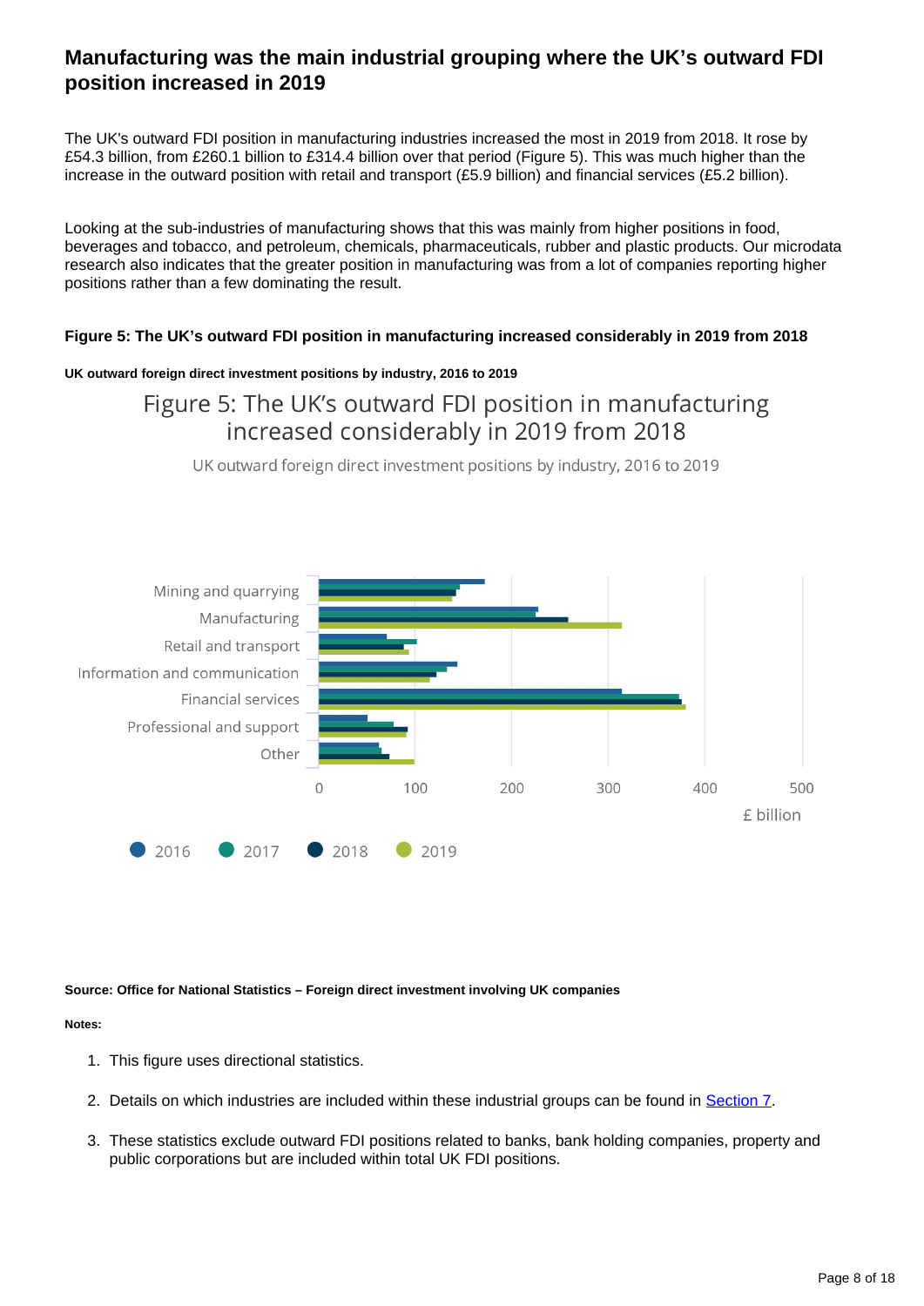## Manufacturing was the main industrial grouping where the UK's outward FDI position increased in 2019

The UK's outward FDI position in manufacturing industries increased the most in 2019 from 2018. It rose by £54.3 billion, from £260.1 billion to £314.4 billion over that period (Figure 5). This was much higher than the increase in the outward position with retail and transport (£5.9 billion) and financial services (£5.2 billion).

Looking at the sub-industries of manufacturing shows that this was mainly from higher positions in food, beverages and tobacco, and petroleum, chemicals, pharmaceuticals, rubber and plastic products. Our microdata research also indicates that the greater position in manufacturing was from a lot of companies reporting higher positions rather than a few dominating the result.

#### Figure 5: The UK's outward FDI position in manufacturing increased considerably in 2019 from 2018

##### UK outward foreign direct investment positions by industry, 2016 to 2019

Figure 5: The UK's outward FDI position in manufacturing increased considerably in 2019 from 2018

UK outward foreign direct investment positions by industry, 2016 to 2019

Mining and quarrying
Manufacturing
Retail and transport
Information and communication
Financial services
Professional and support
Other

0 100 200 300 400 500

£ billion

2016 2017 2018 2019

##### Source: Office for National Statistics – Foreign direct investment involving UK companies

##### Notes:

1. This figure uses directional statistics.
2. Details on which industries are included within these industrial groups can be found in Section 7.
3. These statistics exclude outward FDI positions related to banks, bank holding companies, property and public corporations but are included within total UK FDI positions.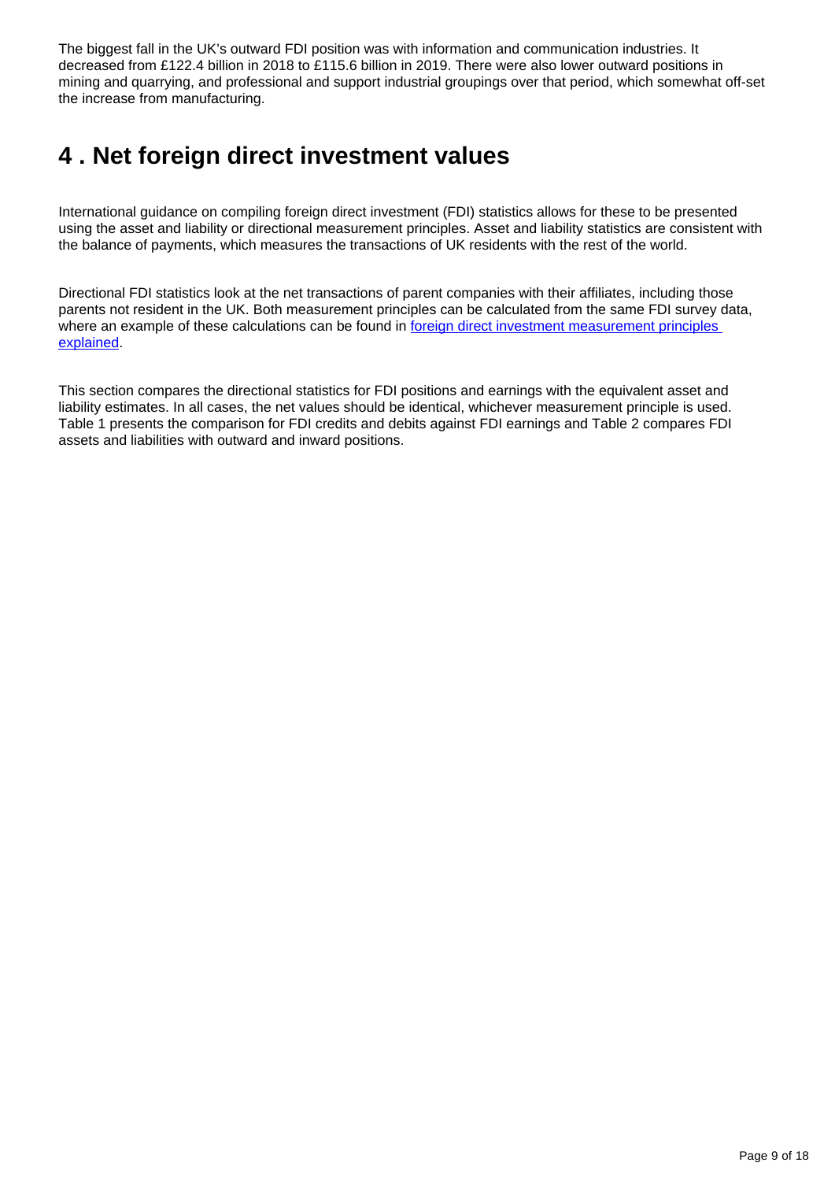The biggest fall in the UK's outward FDI position was with information and communication industries. It decreased from £122.4 billion in 2018 to £115.6 billion in 2019. There were also lower outward positions in mining and quarrying, and professional and support industrial groupings over that period, which somewhat off-set the increase from manufacturing.

## 4 . Net foreign direct investment values

International guidance on compiling foreign direct investment (FDI) statistics allows for these to be presented using the asset and liability or directional measurement principles. Asset and liability statistics are consistent with the balance of payments, which measures the transactions of UK residents with the rest of the world.

Directional FDI statistics look at the net transactions of parent companies with their affiliates, including those parents not resident in the UK. Both measurement principles can be calculated from the same FDI survey data, where an example of these calculations can be found in [foreign direct investment measurement principles explained](#).

This section compares the directional statistics for FDI positions and earnings with the equivalent asset and liability estimates. In all cases, the net values should be identical, whichever measurement principle is used. Table 1 presents the comparison for FDI credits and debits against FDI earnings and Table 2 compares FDI assets and liabilities with outward and inward positions.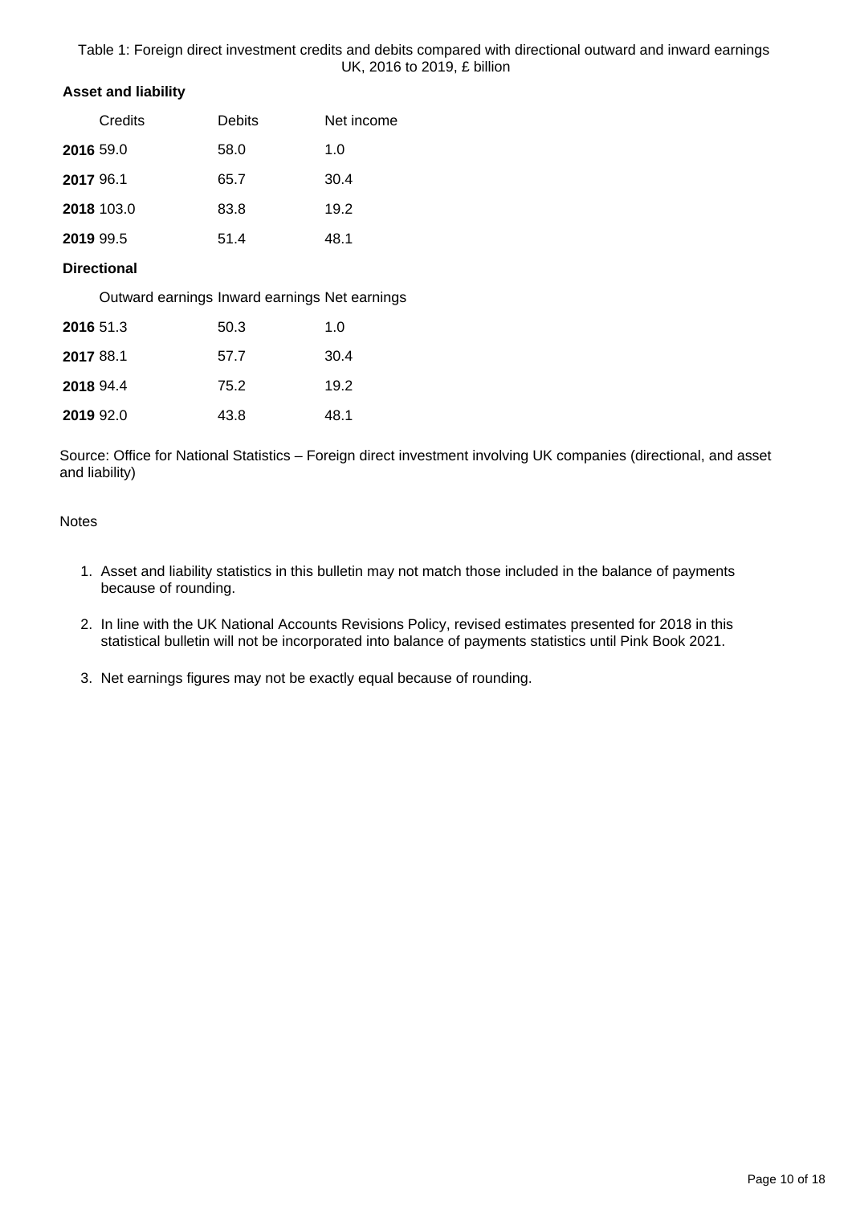Table 1: Foreign direct investment credits and debits compared with directional outward and inward earnings UK, 2016 to 2019, £ billion

**Asset and liability**

| | Credits | Debits | Net income |
|---|---|---|---|
| **2016** | 59.0 | 58.0 | 1.0 |
| **2017** | 96.1 | 65.7 | 30.4 |
| **2018** | 103.0 | 83.8 | 19.2 |
| **2019** | 99.5 | 51.4 | 48.1 |

**Directional**

| | Outward earnings | Inward earnings | Net earnings |
|---|---|---|---|
| **2016** | 51.3 | 50.3 | 1.0 |
| **2017** | 88.1 | 57.7 | 30.4 |
| **2018** | 94.4 | 75.2 | 19.2 |
| **2019** | 92.0 | 43.8 | 48.1 |

Source: Office for National Statistics – Foreign direct investment involving UK companies (directional, and asset and liability)

Notes

1. Asset and liability statistics in this bulletin may not match those included in the balance of payments because of rounding.
2. In line with the UK National Accounts Revisions Policy, revised estimates presented for 2018 in this statistical bulletin will not be incorporated into balance of payments statistics until Pink Book 2021.
3. Net earnings figures may not be exactly equal because of rounding.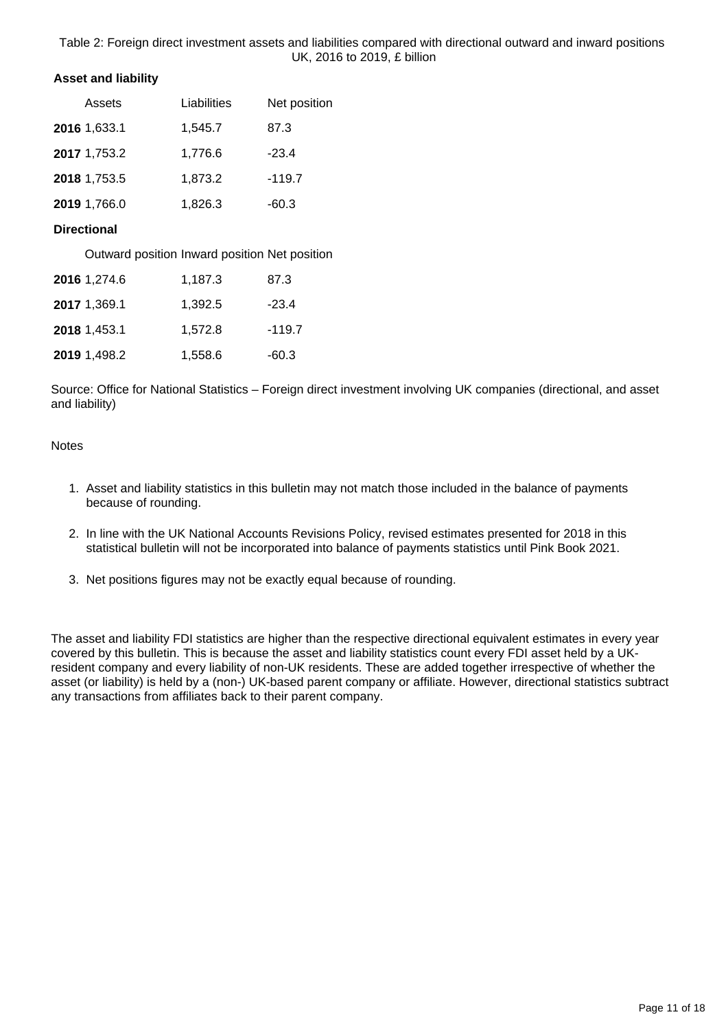Table 2: Foreign direct investment assets and liabilities compared with directional outward and inward positions UK, 2016 to 2019, £ billion

| | | | |
|---|---|---|---|
| **Asset and liability** | | | |
| | Assets | Liabilities | Net position |
| **2016** | 1,633.1 | 1,545.7 | 87.3 |
| **2017** | 1,753.2 | 1,776.6 | -23.4 |
| **2018** | 1,753.5 | 1,873.2 | -119.7 |
| **2019** | 1,766.0 | 1,826.3 | -60.3 |
| **Directional** | | | |
| | Outward position | Inward position | Net position |
| **2016** | 1,274.6 | 1,187.3 | 87.3 |
| **2017** | 1,369.1 | 1,392.5 | -23.4 |
| **2018** | 1,453.1 | 1,572.8 | -119.7 |
| **2019** | 1,498.2 | 1,558.6 | -60.3 |

Source: Office for National Statistics – Foreign direct investment involving UK companies (directional, and asset and liability)

Notes

1. Asset and liability statistics in this bulletin may not match those included in the balance of payments because of rounding.
2. In line with the UK National Accounts Revisions Policy, revised estimates presented for 2018 in this statistical bulletin will not be incorporated into balance of payments statistics until Pink Book 2021.
3. Net positions figures may not be exactly equal because of rounding.

The asset and liability FDI statistics are higher than the respective directional equivalent estimates in every year covered by this bulletin. This is because the asset and liability statistics count every FDI asset held by a UK-resident company and every liability of non-UK residents. These are added together irrespective of whether the asset (or liability) is held by a (non-) UK-based parent company or affiliate. However, directional statistics subtract any transactions from affiliates back to their parent company.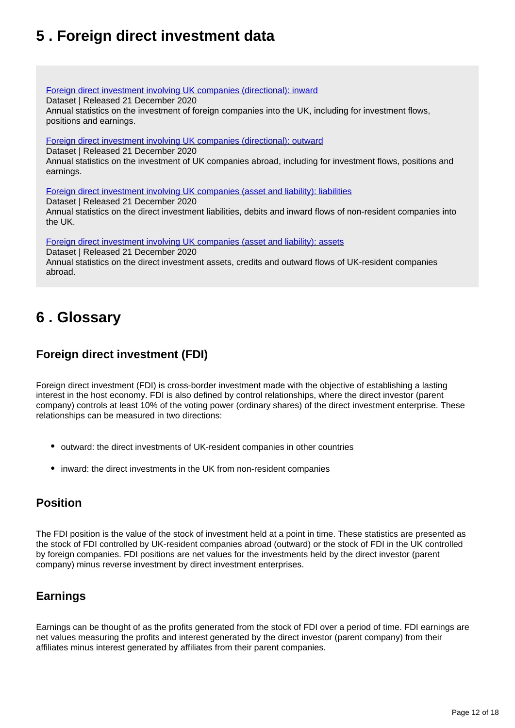## 5 . Foreign direct investment data

[Foreign direct investment involving UK companies (directional): inward](#)
Dataset | Released 21 December 2020
Annual statistics on the investment of foreign companies into the UK, including for investment flows, positions and earnings.

[Foreign direct investment involving UK companies (directional): outward](#)
Dataset | Released 21 December 2020
Annual statistics on the investment of UK companies abroad, including for investment flows, positions and earnings.

[Foreign direct investment involving UK companies (asset and liability): liabilities](#)
Dataset | Released 21 December 2020
Annual statistics on the direct investment liabilities, debits and inward flows of non-resident companies into the UK.

[Foreign direct investment involving UK companies (asset and liability): assets](#)
Dataset | Released 21 December 2020
Annual statistics on the direct investment assets, credits and outward flows of UK-resident companies abroad.

## 6 . Glossary

### Foreign direct investment (FDI)

Foreign direct investment (FDI) is cross-border investment made with the objective of establishing a lasting interest in the host economy. FDI is also defined by control relationships, where the direct investor (parent company) controls at least 10% of the voting power (ordinary shares) of the direct investment enterprise. These relationships can be measured in two directions:

- outward: the direct investments of UK-resident companies in other countries
- inward: the direct investments in the UK from non-resident companies

### Position

The FDI position is the value of the stock of investment held at a point in time. These statistics are presented as the stock of FDI controlled by UK-resident companies abroad (outward) or the stock of FDI in the UK controlled by foreign companies. FDI positions are net values for the investments held by the direct investor (parent company) minus reverse investment by direct investment enterprises.

### Earnings

Earnings can be thought of as the profits generated from the stock of FDI over a period of time. FDI earnings are net values measuring the profits and interest generated by the direct investor (parent company) from their affiliates minus interest generated by affiliates from their parent companies.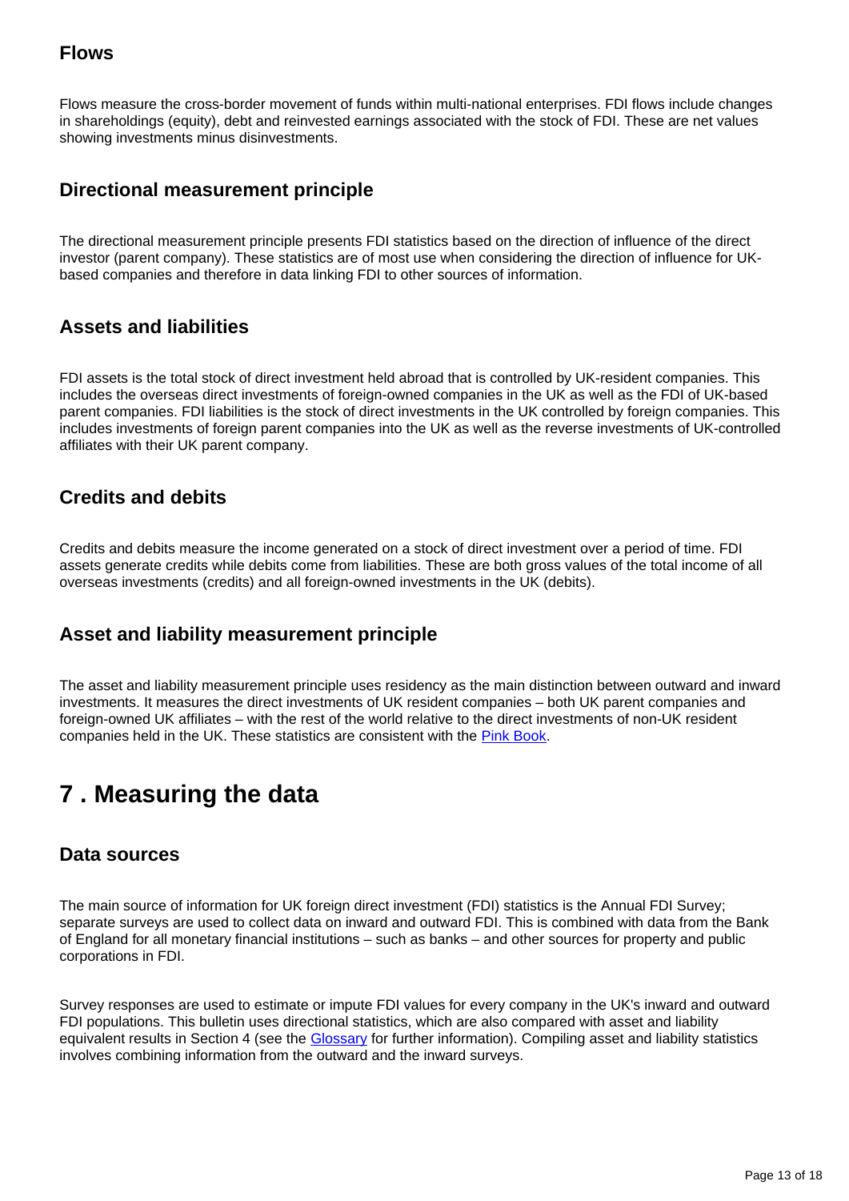### Flows

Flows measure the cross-border movement of funds within multi-national enterprises. FDI flows include changes in shareholdings (equity), debt and reinvested earnings associated with the stock of FDI. These are net values showing investments minus disinvestments.

### Directional measurement principle

The directional measurement principle presents FDI statistics based on the direction of influence of the direct investor (parent company). These statistics are of most use when considering the direction of influence for UK-based companies and therefore in data linking FDI to other sources of information.

### Assets and liabilities

FDI assets is the total stock of direct investment held abroad that is controlled by UK-resident companies. This includes the overseas direct investments of foreign-owned companies in the UK as well as the FDI of UK-based parent companies. FDI liabilities is the stock of direct investments in the UK controlled by foreign companies. This includes investments of foreign parent companies into the UK as well as the reverse investments of UK-controlled affiliates with their UK parent company.

### Credits and debits

Credits and debits measure the income generated on a stock of direct investment over a period of time. FDI assets generate credits while debits come from liabilities. These are both gross values of the total income of all overseas investments (credits) and all foreign-owned investments in the UK (debits).

### Asset and liability measurement principle

The asset and liability measurement principle uses residency as the main distinction between outward and inward investments. It measures the direct investments of UK resident companies – both UK parent companies and foreign-owned UK affiliates – with the rest of the world relative to the direct investments of non-UK resident companies held in the UK. These statistics are consistent with the Pink Book.

## 7 . Measuring the data

### Data sources

The main source of information for UK foreign direct investment (FDI) statistics is the Annual FDI Survey; separate surveys are used to collect data on inward and outward FDI. This is combined with data from the Bank of England for all monetary financial institutions – such as banks – and other sources for property and public corporations in FDI.

Survey responses are used to estimate or impute FDI values for every company in the UK's inward and outward FDI populations. This bulletin uses directional statistics, which are also compared with asset and liability equivalent results in Section 4 (see the Glossary for further information). Compiling asset and liability statistics involves combining information from the outward and the inward surveys.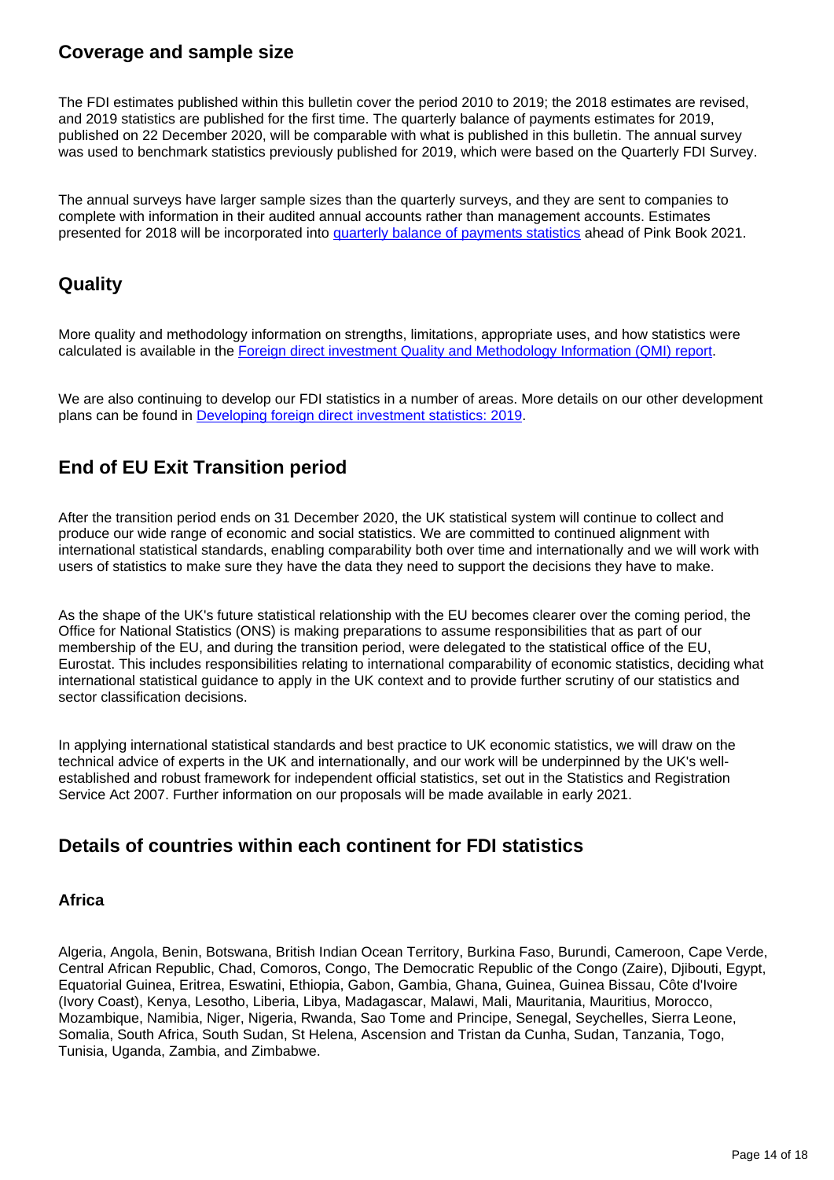## Coverage and sample size

The FDI estimates published within this bulletin cover the period 2010 to 2019; the 2018 estimates are revised, and 2019 statistics are published for the first time. The quarterly balance of payments estimates for 2019, published on 22 December 2020, will be comparable with what is published in this bulletin. The annual survey was used to benchmark statistics previously published for 2019, which were based on the Quarterly FDI Survey.

The annual surveys have larger sample sizes than the quarterly surveys, and they are sent to companies to complete with information in their audited annual accounts rather than management accounts. Estimates presented for 2018 will be incorporated into quarterly balance of payments statistics ahead of Pink Book 2021.

## Quality

More quality and methodology information on strengths, limitations, appropriate uses, and how statistics were calculated is available in the Foreign direct investment Quality and Methodology Information (QMI) report.

We are also continuing to develop our FDI statistics in a number of areas. More details on our other development plans can be found in Developing foreign direct investment statistics: 2019.

## End of EU Exit Transition period

After the transition period ends on 31 December 2020, the UK statistical system will continue to collect and produce our wide range of economic and social statistics. We are committed to continued alignment with international statistical standards, enabling comparability both over time and internationally and we will work with users of statistics to make sure they have the data they need to support the decisions they have to make.

As the shape of the UK's future statistical relationship with the EU becomes clearer over the coming period, the Office for National Statistics (ONS) is making preparations to assume responsibilities that as part of our membership of the EU, and during the transition period, were delegated to the statistical office of the EU, Eurostat. This includes responsibilities relating to international comparability of economic statistics, deciding what international statistical guidance to apply in the UK context and to provide further scrutiny of our statistics and sector classification decisions.

In applying international statistical standards and best practice to UK economic statistics, we will draw on the technical advice of experts in the UK and internationally, and our work will be underpinned by the UK's well-established and robust framework for independent official statistics, set out in the Statistics and Registration Service Act 2007. Further information on our proposals will be made available in early 2021.

## Details of countries within each continent for FDI statistics

### Africa

Algeria, Angola, Benin, Botswana, British Indian Ocean Territory, Burkina Faso, Burundi, Cameroon, Cape Verde, Central African Republic, Chad, Comoros, Congo, The Democratic Republic of the Congo (Zaire), Djibouti, Egypt, Equatorial Guinea, Eritrea, Eswatini, Ethiopia, Gabon, Gambia, Ghana, Guinea, Guinea Bissau, Côte d'Ivoire (Ivory Coast), Kenya, Lesotho, Liberia, Libya, Madagascar, Malawi, Mali, Mauritania, Mauritius, Morocco, Mozambique, Namibia, Niger, Nigeria, Rwanda, Sao Tome and Principe, Senegal, Seychelles, Sierra Leone, Somalia, South Africa, South Sudan, St Helena, Ascension and Tristan da Cunha, Sudan, Tanzania, Togo, Tunisia, Uganda, Zambia, and Zimbabwe.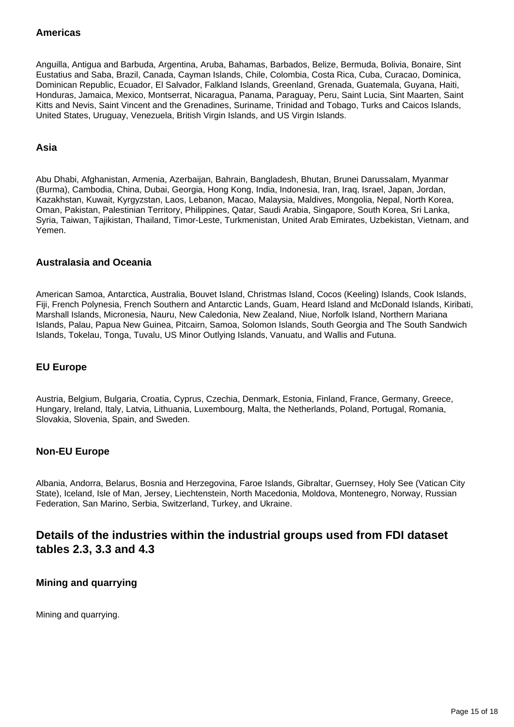#### Americas

Anguilla, Antigua and Barbuda, Argentina, Aruba, Bahamas, Barbados, Belize, Bermuda, Bolivia, Bonaire, Sint Eustatius and Saba, Brazil, Canada, Cayman Islands, Chile, Colombia, Costa Rica, Cuba, Curacao, Dominica, Dominican Republic, Ecuador, El Salvador, Falkland Islands, Greenland, Grenada, Guatemala, Guyana, Haiti, Honduras, Jamaica, Mexico, Montserrat, Nicaragua, Panama, Paraguay, Peru, Saint Lucia, Sint Maarten, Saint Kitts and Nevis, Saint Vincent and the Grenadines, Suriname, Trinidad and Tobago, Turks and Caicos Islands, United States, Uruguay, Venezuela, British Virgin Islands, and US Virgin Islands.

#### Asia

Abu Dhabi, Afghanistan, Armenia, Azerbaijan, Bahrain, Bangladesh, Bhutan, Brunei Darussalam, Myanmar (Burma), Cambodia, China, Dubai, Georgia, Hong Kong, India, Indonesia, Iran, Iraq, Israel, Japan, Jordan, Kazakhstan, Kuwait, Kyrgyzstan, Laos, Lebanon, Macao, Malaysia, Maldives, Mongolia, Nepal, North Korea, Oman, Pakistan, Palestinian Territory, Philippines, Qatar, Saudi Arabia, Singapore, South Korea, Sri Lanka, Syria, Taiwan, Tajikistan, Thailand, Timor-Leste, Turkmenistan, United Arab Emirates, Uzbekistan, Vietnam, and Yemen.

#### Australasia and Oceania

American Samoa, Antarctica, Australia, Bouvet Island, Christmas Island, Cocos (Keeling) Islands, Cook Islands, Fiji, French Polynesia, French Southern and Antarctic Lands, Guam, Heard Island and McDonald Islands, Kiribati, Marshall Islands, Micronesia, Nauru, New Caledonia, New Zealand, Niue, Norfolk Island, Northern Mariana Islands, Palau, Papua New Guinea, Pitcairn, Samoa, Solomon Islands, South Georgia and The South Sandwich Islands, Tokelau, Tonga, Tuvalu, US Minor Outlying Islands, Vanuatu, and Wallis and Futuna.

#### EU Europe

Austria, Belgium, Bulgaria, Croatia, Cyprus, Czechia, Denmark, Estonia, Finland, France, Germany, Greece, Hungary, Ireland, Italy, Latvia, Lithuania, Luxembourg, Malta, the Netherlands, Poland, Portugal, Romania, Slovakia, Slovenia, Spain, and Sweden.

#### Non-EU Europe

Albania, Andorra, Belarus, Bosnia and Herzegovina, Faroe Islands, Gibraltar, Guernsey, Holy See (Vatican City State), Iceland, Isle of Man, Jersey, Liechtenstein, North Macedonia, Moldova, Montenegro, Norway, Russian Federation, San Marino, Serbia, Switzerland, Turkey, and Ukraine.

### Details of the industries within the industrial groups used from FDI dataset tables 2.3, 3.3 and 4.3

#### Mining and quarrying

Mining and quarrying.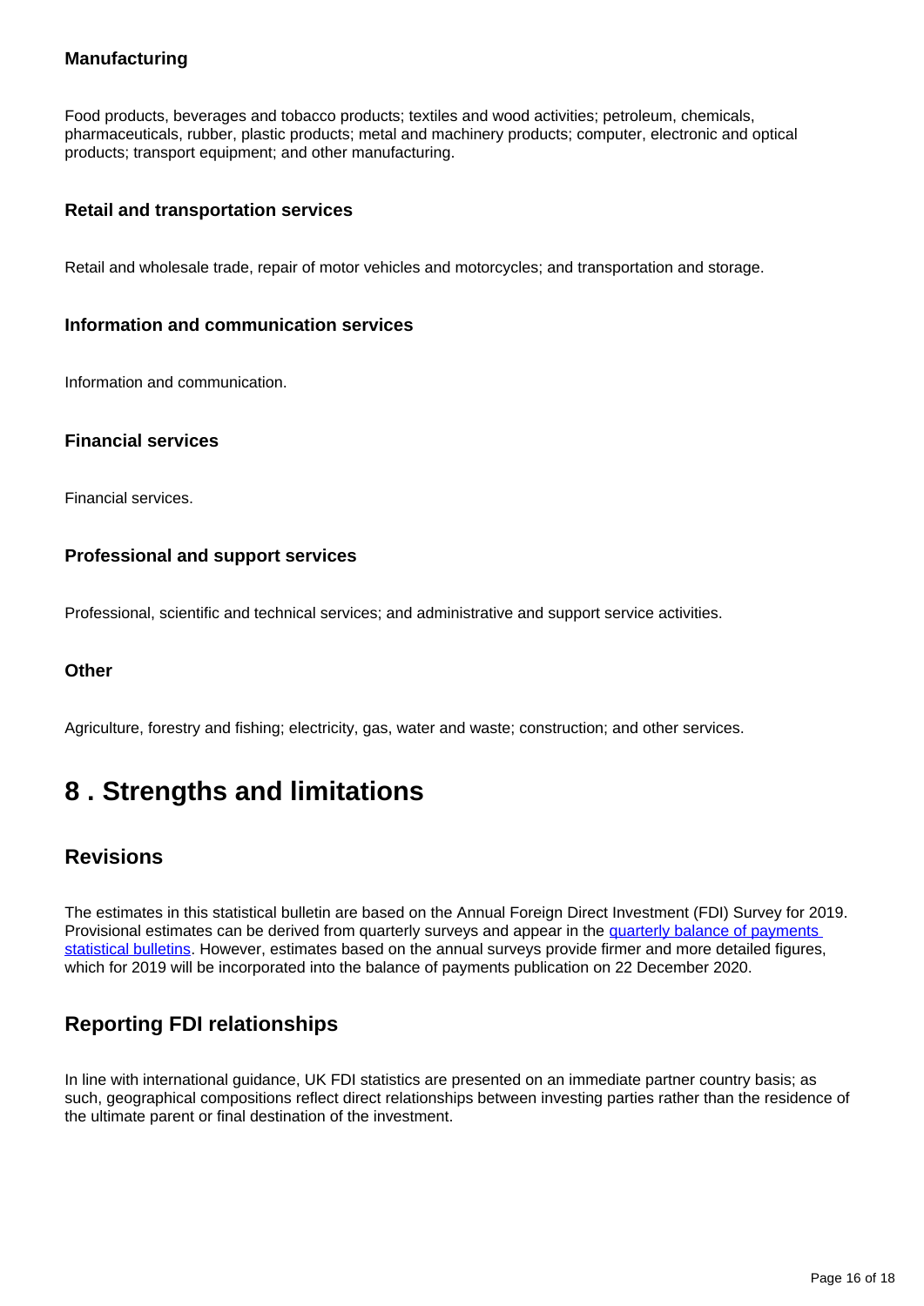### Manufacturing

Food products, beverages and tobacco products; textiles and wood activities; petroleum, chemicals, pharmaceuticals, rubber, plastic products; metal and machinery products; computer, electronic and optical products; transport equipment; and other manufacturing.

### Retail and transportation services

Retail and wholesale trade, repair of motor vehicles and motorcycles; and transportation and storage.

### Information and communication services

Information and communication.

### Financial services

Financial services.

### Professional and support services

Professional, scientific and technical services; and administrative and support service activities.

### Other

Agriculture, forestry and fishing; electricity, gas, water and waste; construction; and other services.

# 8 . Strengths and limitations

## Revisions

The estimates in this statistical bulletin are based on the Annual Foreign Direct Investment (FDI) Survey for 2019. Provisional estimates can be derived from quarterly surveys and appear in the quarterly balance of payments statistical bulletins. However, estimates based on the annual surveys provide firmer and more detailed figures, which for 2019 will be incorporated into the balance of payments publication on 22 December 2020.

## Reporting FDI relationships

In line with international guidance, UK FDI statistics are presented on an immediate partner country basis; as such, geographical compositions reflect direct relationships between investing parties rather than the residence of the ultimate parent or final destination of the investment.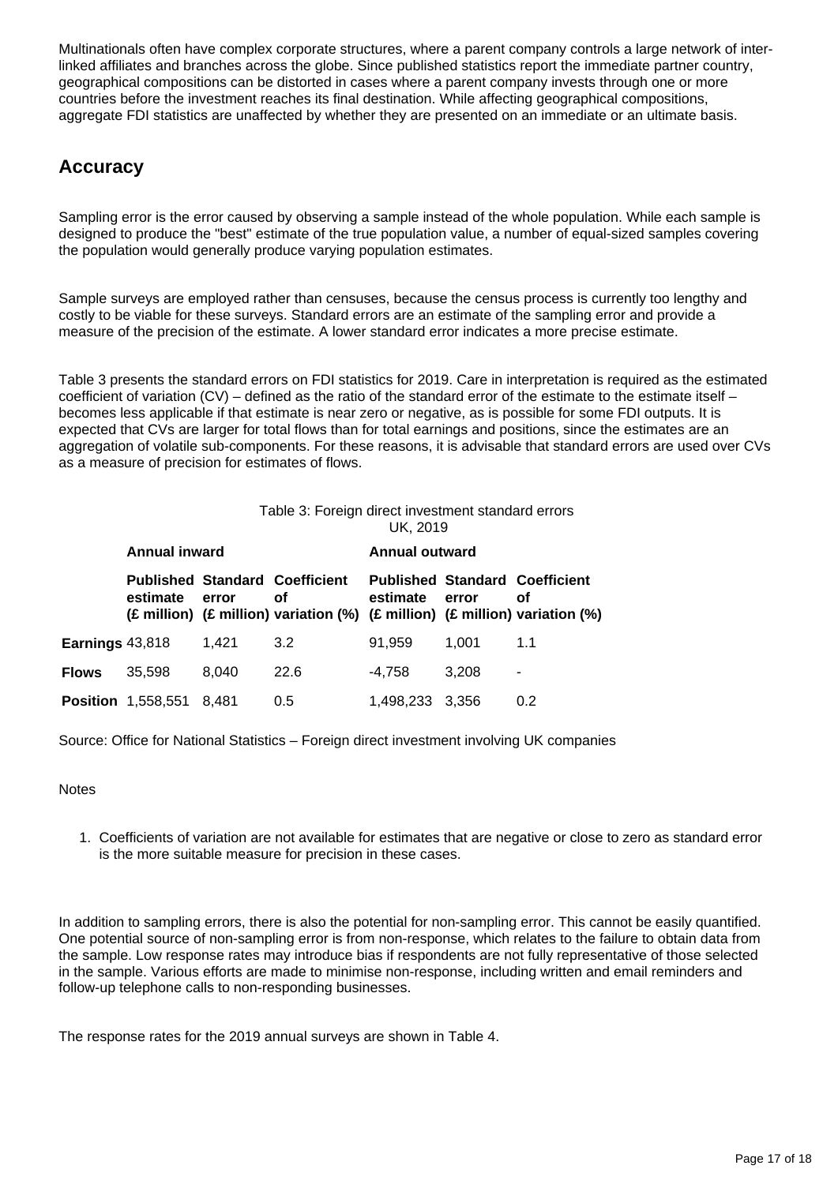Multinationals often have complex corporate structures, where a parent company controls a large network of inter-linked affiliates and branches across the globe. Since published statistics report the immediate partner country, geographical compositions can be distorted in cases where a parent company invests through one or more countries before the investment reaches its final destination. While affecting geographical compositions, aggregate FDI statistics are unaffected by whether they are presented on an immediate or an ultimate basis.

## Accuracy

Sampling error is the error caused by observing a sample instead of the whole population. While each sample is designed to produce the "best" estimate of the true population value, a number of equal-sized samples covering the population would generally produce varying population estimates.

Sample surveys are employed rather than censuses, because the census process is currently too lengthy and costly to be viable for these surveys. Standard errors are an estimate of the sampling error and provide a measure of the precision of the estimate. A lower standard error indicates a more precise estimate.

Table 3 presents the standard errors on FDI statistics for 2019. Care in interpretation is required as the estimated coefficient of variation (CV) – defined as the ratio of the standard error of the estimate to the estimate itself – becomes less applicable if that estimate is near zero or negative, as is possible for some FDI outputs. It is expected that CVs are larger for total flows than for total earnings and positions, since the estimates are an aggregation of volatile sub-components. For these reasons, it is advisable that standard errors are used over CVs as a measure of precision for estimates of flows.

Table 3: Foreign direct investment standard errors
UK, 2019

| | **Annual inward** | | | **Annual outward** | | |
|---|---|---|---|---|---|---|
| | **Published estimate (£ million)** | **Standard error (£ million)** | **Coefficient of variation (%)** | **Published estimate (£ million)** | **Standard error (£ million)** | **Coefficient of variation (%)** |
| **Earnings** | 43,818 | 1,421 | 3.2 | 91,959 | 1,001 | 1.1 |
| **Flows** | 35,598 | 8,040 | 22.6 | -4,758 | 3,208 | - |
| **Position** | 1,558,551 | 8,481 | 0.5 | 1,498,233 | 3,356 | 0.2 |

Source: Office for National Statistics – Foreign direct investment involving UK companies

Notes

1. Coefficients of variation are not available for estimates that are negative or close to zero as standard error is the more suitable measure for precision in these cases.

In addition to sampling errors, there is also the potential for non-sampling error. This cannot be easily quantified. One potential source of non-sampling error is from non-response, which relates to the failure to obtain data from the sample. Low response rates may introduce bias if respondents are not fully representative of those selected in the sample. Various efforts are made to minimise non-response, including written and email reminders and follow-up telephone calls to non-responding businesses.

The response rates for the 2019 annual surveys are shown in Table 4.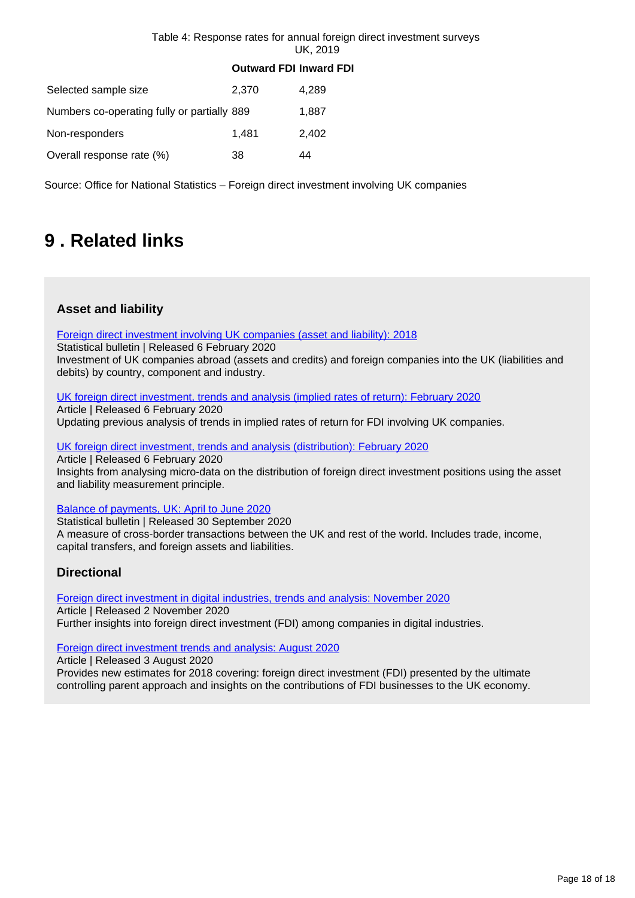Table 4: Response rates for annual foreign direct investment surveys
UK, 2019

| | Outward FDI | Inward FDI |
|---|---|---|
| Selected sample size | 2,370 | 4,289 |
| Numbers co-operating fully or partially | 889 | 1,887 |
| Non-responders | 1,481 | 2,402 |
| Overall response rate (%) | 38 | 44 |

Source: Office for National Statistics – Foreign direct investment involving UK companies

## 9 . Related links

### Asset and liability

Foreign direct investment involving UK companies (asset and liability): 2018
Statistical bulletin | Released 6 February 2020
Investment of UK companies abroad (assets and credits) and foreign companies into the UK (liabilities and debits) by country, component and industry.

UK foreign direct investment, trends and analysis (implied rates of return): February 2020
Article | Released 6 February 2020
Updating previous analysis of trends in implied rates of return for FDI involving UK companies.

UK foreign direct investment, trends and analysis (distribution): February 2020
Article | Released 6 February 2020
Insights from analysing micro-data on the distribution of foreign direct investment positions using the asset and liability measurement principle.

Balance of payments, UK: April to June 2020
Statistical bulletin | Released 30 September 2020
A measure of cross-border transactions between the UK and rest of the world. Includes trade, income, capital transfers, and foreign assets and liabilities.

### Directional

Foreign direct investment in digital industries, trends and analysis: November 2020
Article | Released 2 November 2020
Further insights into foreign direct investment (FDI) among companies in digital industries.

Foreign direct investment trends and analysis: August 2020
Article | Released 3 August 2020
Provides new estimates for 2018 covering: foreign direct investment (FDI) presented by the ultimate controlling parent approach and insights on the contributions of FDI businesses to the UK economy.